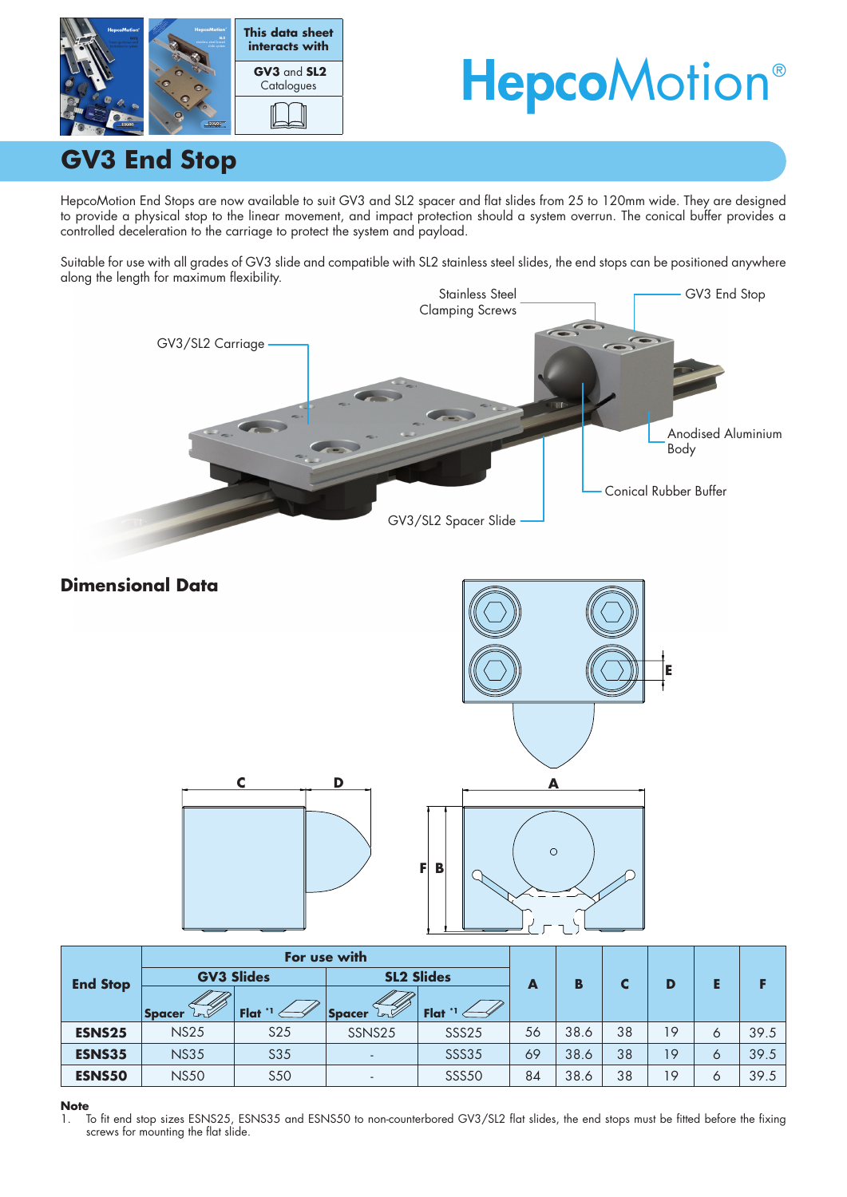This data sheet interacts with

**GV3** and **SL2** Catalogues

# HepcoMotion®

## GV3 End Stop

HepcoMotion End Stops are now available to suit GV3 and SL2 spacer and flat slides from 25 to 120mm wide. They are designed to provide a physical stop to the linear movement, and impact protection should a system overrun. The conical buffer provides a controlled deceleration to the carriage to protect the system and payload.

Suitable for use with all grades of GV3 slide and compatible with SL2 stainless steel slides, the end stops can be positioned anywhere along the length for maximum flexibility.

Stainless Steel Clamping Screws

GV3 End Stop

GV3/SL2 Carriage

Anodised Aluminium Body

Conical Rubber Buffer

GV3/SL2 Spacer Slide

### Dimensional Data

| End Stop | For use with | | | | A | B | C | D | E | F |
|---|---|---|---|---|---|---|---|---|---|---|
| | GV3 Slides | | SL2 Slides | | | | | | | |
| | Spacer | Flat [1] | Spacer | Flat [1] | | | | | | |
| **ESNS25** | NS25 | S25 | SSNS25 | SSS25 | 56 | 38.6 | 38 | 19 | 6 | 39.5 |
| **ESNS35** | NS35 | S35 | - | SSS35 | 69 | 38.6 | 38 | 19 | 6 | 39.5 |
| **ESNS50** | NS50 | S50 | - | SSS50 | 84 | 38.6 | 38 | 19 | 6 | 39.5 |

**Note**

1. To fit end stop sizes ESNS25, ESNS35 and ESNS50 to non-counterbored GV3/SL2 flat slides, the end stops must be fitted before the fixing screws for mounting the flat slide.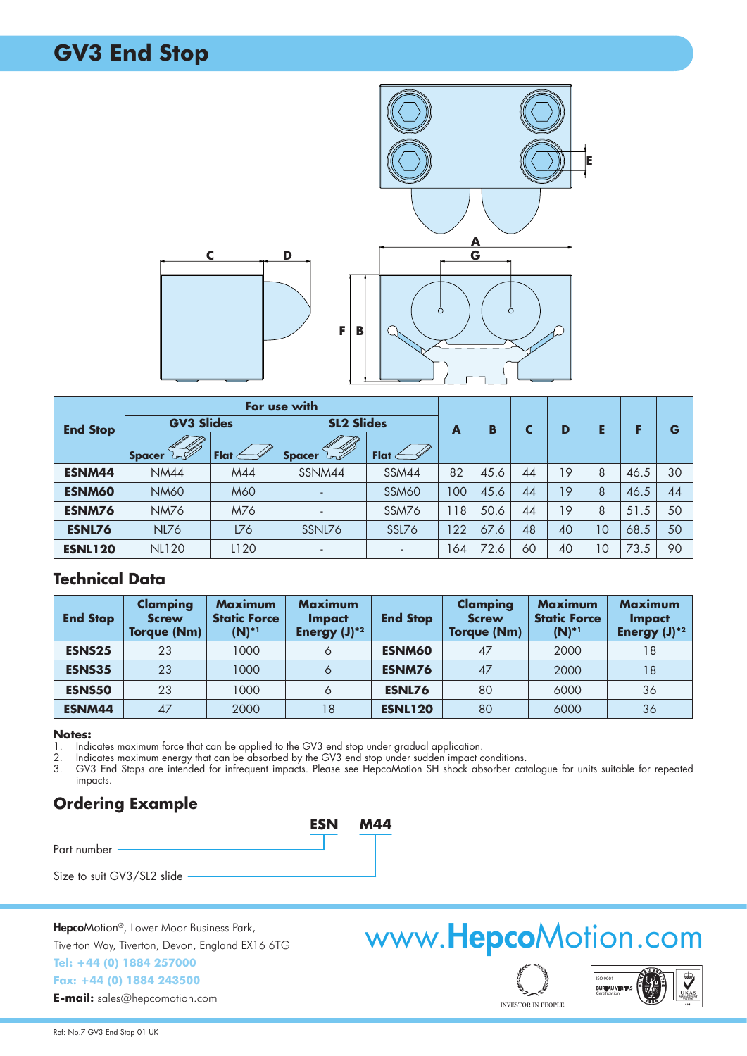# GV3 End Stop

A
G
C
D
E
F
B

| End Stop | For use with | | | | A | B | C | D | E | F | G |
|---|---|---|---|---|---|---|---|---|---|---|---|
| | GV3 Slides | | SL2 Slides | | | | | | | | |
| | Spacer | Flat | Spacer | Flat | | | | | | | |
| **ESNM44** | NM44 | M44 | SSNM44 | SSM44 | 82 | 45.6 | 44 | 19 | 8 | 46.5 | 30 |
| **ESNM60** | NM60 | M60 | - | SSM60 | 100 | 45.6 | 44 | 19 | 8 | 46.5 | 44 |
| **ESNM76** | NM76 | M76 | - | SSM76 | 118 | 50.6 | 44 | 19 | 8 | 51.5 | 50 |
| **ESNL76** | NL76 | L76 | SSNL76 | SSL76 | 122 | 67.6 | 48 | 40 | 10 | 68.5 | 50 |
| **ESNL120** | NL120 | L120 | - | - | 164 | 72.6 | 60 | 40 | 10 | 73.5 | 90 |

## Technical Data

| End Stop | Clamping Screw Torque (Nm) | Maximum Static Force (N)*1 | Maximum Impact Energy (J)*2 | End Stop | Clamping Screw Torque (Nm) | Maximum Static Force (N)*1 | Maximum Impact Energy (J)*2 |
|---|---|---|---|---|---|---|---|
| **ESNS25** | 23 | 1000 | 6 | **ESNM60** | 47 | 2000 | 18 |
| **ESNS35** | 23 | 1000 | 6 | **ESNM76** | 47 | 2000 | 18 |
| **ESNS50** | 23 | 1000 | 6 | **ESNL76** | 80 | 6000 | 36 |
| **ESNM44** | 47 | 2000 | 18 | **ESNL120** | 80 | 6000 | 36 |

**Notes:**

1. Indicates maximum force that can be applied to the GV3 end stop under gradual application.
2. Indicates maximum energy that can be absorbed by the GV3 end stop under sudden impact conditions.
3. GV3 End Stops are intended for infrequent impacts. Please see HepcoMotion SH shock absorber catalogue for units suitable for repeated impacts.

## Ordering Example

**ESN** **M44**

Part number — ESN

Size to suit GV3/SL2 slide — M44

**Hepco**Motion®, Lower Moor Business Park,
Tiverton Way, Tiverton, Devon, England EX16 6TG
**Tel: +44 (0) 1884 257000**
**Fax: +44 (0) 1884 243500**
**E-mail:** sales@hepcomotion.com

www.**Hepco**Motion.com

INVESTOR IN PEOPLE

Ref: No.7 GV3 End Stop 01 UK